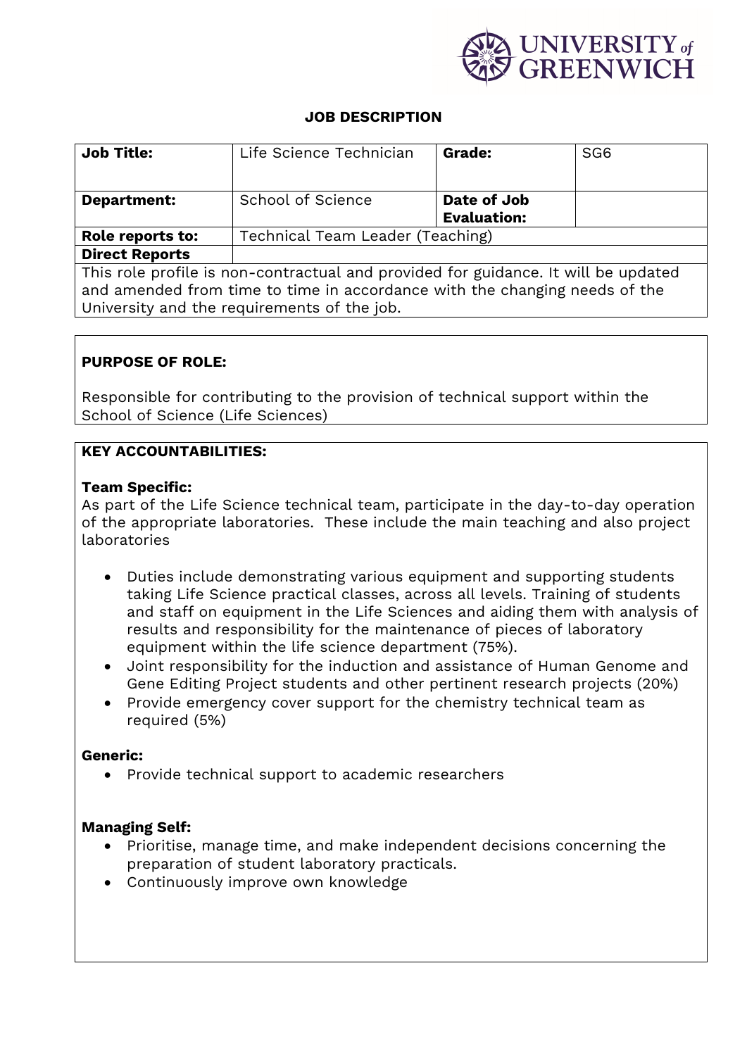UNIVERSITY of GREENWICH

**JOB DESCRIPTION**

| | | | |
|---|---|---|---|
| **Job Title:** | Life Science Technician | **Grade:** | SG6 |
| **Department:** | School of Science | **Date of Job Evaluation:** | |
| **Role reports to:** | Technical Team Leader (Teaching) | | |
| **Direct Reports** | | | |
| This role profile is non-contractual and provided for guidance. It will be updated and amended from time to time in accordance with the changing needs of the University and the requirements of the job. | | | |

**PURPOSE OF ROLE:**

Responsible for contributing to the provision of technical support within the School of Science (Life Sciences)

**KEY ACCOUNTABILITIES:**

**Team Specific:**
As part of the Life Science technical team, participate in the day-to-day operation of the appropriate laboratories. These include the main teaching and also project laboratories

- Duties include demonstrating various equipment and supporting students taking Life Science practical classes, across all levels. Training of students and staff on equipment in the Life Sciences and aiding them with analysis of results and responsibility for the maintenance of pieces of laboratory equipment within the life science department (75%).
- Joint responsibility for the induction and assistance of Human Genome and Gene Editing Project students and other pertinent research projects (20%)
- Provide emergency cover support for the chemistry technical team as required (5%)

**Generic:**

- Provide technical support to academic researchers

**Managing Self:**

- Prioritise, manage time, and make independent decisions concerning the preparation of student laboratory practicals.
- Continuously improve own knowledge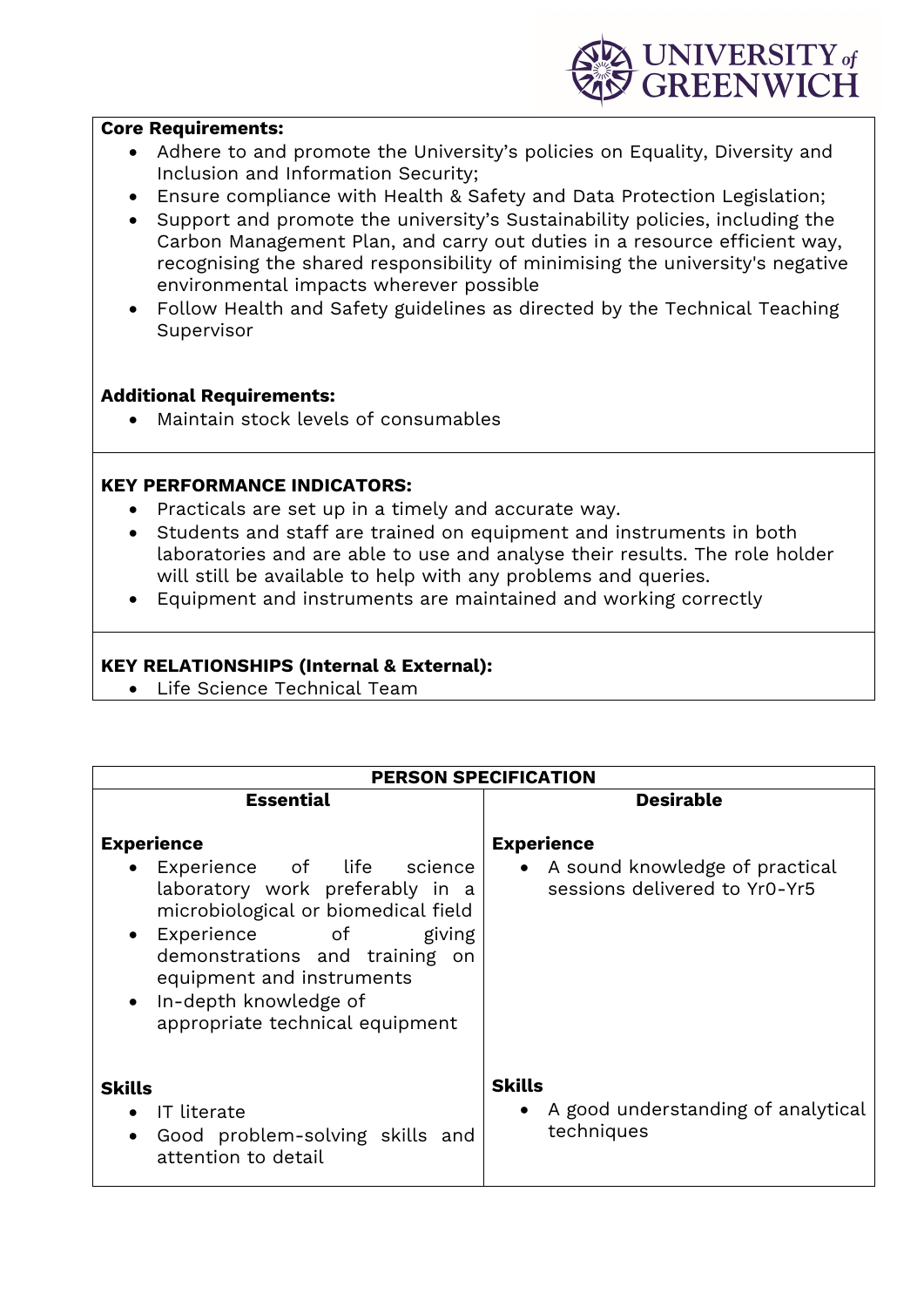**Core Requirements:**

- Adhere to and promote the University's policies on Equality, Diversity and Inclusion and Information Security;
- Ensure compliance with Health & Safety and Data Protection Legislation;
- Support and promote the university's Sustainability policies, including the Carbon Management Plan, and carry out duties in a resource efficient way, recognising the shared responsibility of minimising the university's negative environmental impacts wherever possible
- Follow Health and Safety guidelines as directed by the Technical Teaching Supervisor

**Additional Requirements:**

- Maintain stock levels of consumables

**KEY PERFORMANCE INDICATORS:**

- Practicals are set up in a timely and accurate way.
- Students and staff are trained on equipment and instruments in both laboratories and are able to use and analyse their results. The role holder will still be available to help with any problems and queries.
- Equipment and instruments are maintained and working correctly

**KEY RELATIONSHIPS (Internal & External):**

- Life Science Technical Team

| PERSON SPECIFICATION | |
|---|---|
| **Essential** | **Desirable** |
| **Experience**<br>• Experience of life science laboratory work preferably in a microbiological or biomedical field<br>• Experience of giving demonstrations and training on equipment and instruments<br>• In-depth knowledge of appropriate technical equipment | **Experience**<br>• A sound knowledge of practical sessions delivered to Yr0-Yr5 |
| **Skills**<br>• IT literate<br>• Good problem-solving skills and attention to detail | **Skills**<br>• A good understanding of analytical techniques |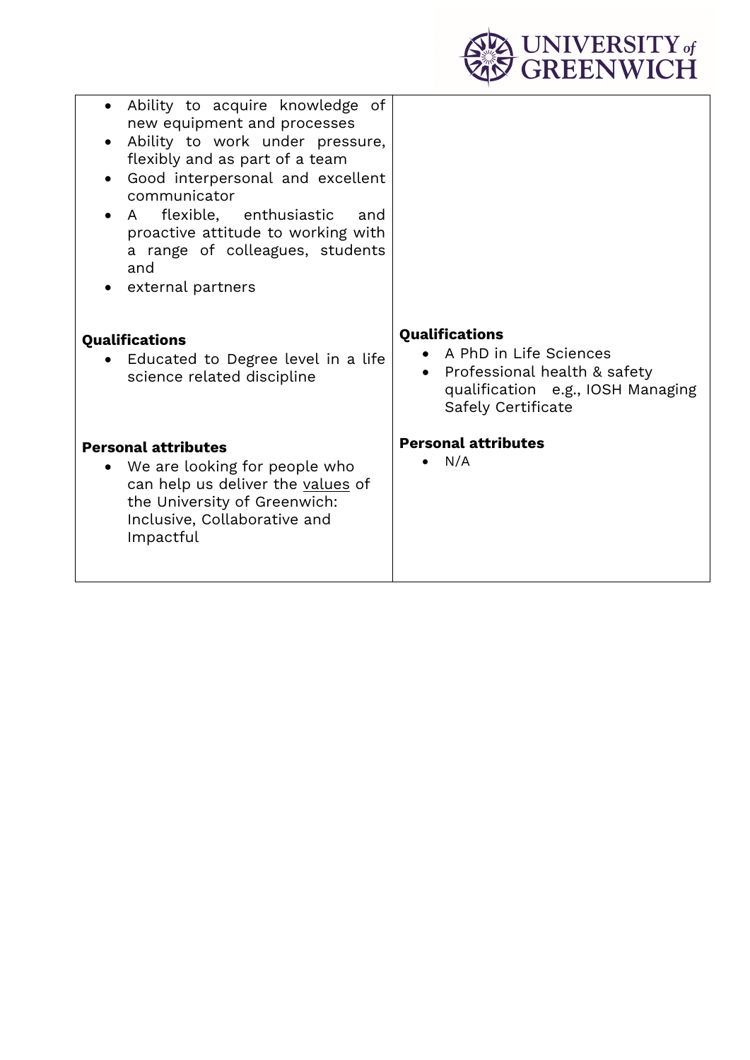| | |
|---|---|
| • Ability to acquire knowledge of new equipment and processes<br>• Ability to work under pressure, flexibly and as part of a team<br>• Good interpersonal and excellent communicator<br>• A flexible, enthusiastic and proactive attitude to working with a range of colleagues, students and<br>• external partners | |
| **Qualifications**<br>• Educated to Degree level in a life science related discipline | **Qualifications**<br>• A PhD in Life Sciences<br>• Professional health & safety qualification e.g., IOSH Managing Safely Certificate |
| **Personal attributes**<br>• We are looking for people who can help us deliver the values of the University of Greenwich: Inclusive, Collaborative and Impactful | **Personal attributes**<br>• N/A |